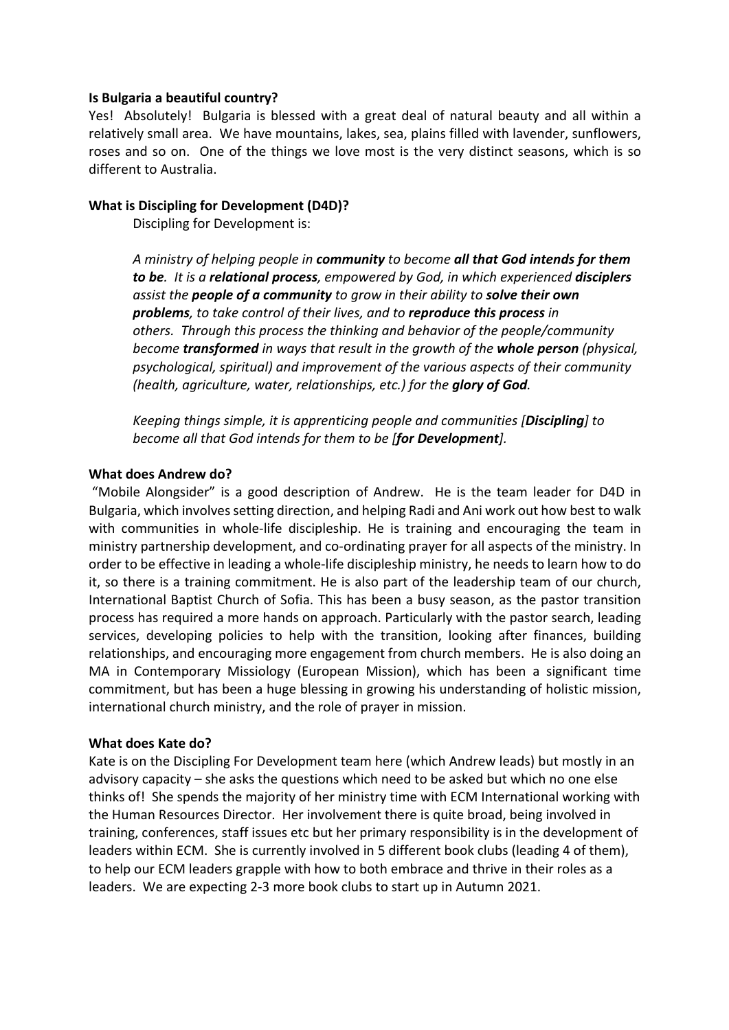**Is Bulgaria a beautiful country?**

Yes! Absolutely! Bulgaria is blessed with a great deal of natural beauty and all within a relatively small area. We have mountains, lakes, sea, plains filled with lavender, sunflowers, roses and so on. One of the things we love most is the very distinct seasons, which is so different to Australia.

**What is Discipling for Development (D4D)?**

Discipling for Development is:

> *A ministry of helping people in **community** to become **all that God intends for them to be**. It is a **relational process**, empowered by God, in which experienced **disciplers** assist the **people of a community** to grow in their ability to **solve their own problems**, to take control of their lives, and to **reproduce this process** in others. Through this process the thinking and behavior of the people/community become **transformed** in ways that result in the growth of the **whole person** (physical, psychological, spiritual) and improvement of the various aspects of their community (health, agriculture, water, relationships, etc.) for the **glory of God**.*
>
> *Keeping things simple, it is apprenticing people and communities [**Discipling**] to become all that God intends for them to be [**for Development**].*

**What does Andrew do?**

"Mobile Alongsider" is a good description of Andrew. He is the team leader for D4D in Bulgaria, which involves setting direction, and helping Radi and Ani work out how best to walk with communities in whole-life discipleship. He is training and encouraging the team in ministry partnership development, and co-ordinating prayer for all aspects of the ministry. In order to be effective in leading a whole-life discipleship ministry, he needs to learn how to do it, so there is a training commitment. He is also part of the leadership team of our church, International Baptist Church of Sofia. This has been a busy season, as the pastor transition process has required a more hands on approach. Particularly with the pastor search, leading services, developing policies to help with the transition, looking after finances, building relationships, and encouraging more engagement from church members. He is also doing an MA in Contemporary Missiology (European Mission), which has been a significant time commitment, but has been a huge blessing in growing his understanding of holistic mission, international church ministry, and the role of prayer in mission.

**What does Kate do?**

Kate is on the Discipling For Development team here (which Andrew leads) but mostly in an advisory capacity – she asks the questions which need to be asked but which no one else thinks of! She spends the majority of her ministry time with ECM International working with the Human Resources Director. Her involvement there is quite broad, being involved in training, conferences, staff issues etc but her primary responsibility is in the development of leaders within ECM. She is currently involved in 5 different book clubs (leading 4 of them), to help our ECM leaders grapple with how to both embrace and thrive in their roles as a leaders. We are expecting 2-3 more book clubs to start up in Autumn 2021.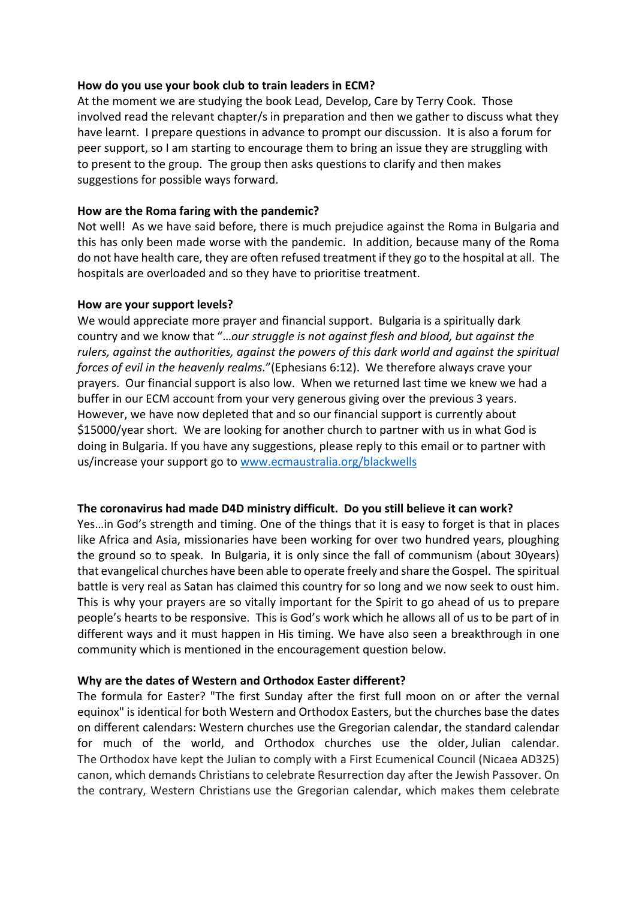**How do you use your book club to train leaders in ECM?**
At the moment we are studying the book Lead, Develop, Care by Terry Cook. Those involved read the relevant chapter/s in preparation and then we gather to discuss what they have learnt. I prepare questions in advance to prompt our discussion. It is also a forum for peer support, so I am starting to encourage them to bring an issue they are struggling with to present to the group. The group then asks questions to clarify and then makes suggestions for possible ways forward.

**How are the Roma faring with the pandemic?**
Not well! As we have said before, there is much prejudice against the Roma in Bulgaria and this has only been made worse with the pandemic. In addition, because many of the Roma do not have health care, they are often refused treatment if they go to the hospital at all. The hospitals are overloaded and so they have to prioritise treatment.

**How are your support levels?**
We would appreciate more prayer and financial support. Bulgaria is a spiritually dark country and we know that "*…our struggle is not against flesh and blood, but against the rulers, against the authorities, against the powers of this dark world and against the spiritual forces of evil in the heavenly realms.*"(Ephesians 6:12). We therefore always crave your prayers. Our financial support is also low. When we returned last time we knew we had a buffer in our ECM account from your very generous giving over the previous 3 years. However, we have now depleted that and so our financial support is currently about $15000/year short. We are looking for another church to partner with us in what God is doing in Bulgaria. If you have any suggestions, please reply to this email or to partner with us/increase your support go to [www.ecmaustralia.org/blackwells](http://www.ecmaustralia.org/blackwells)

**The coronavirus had made D4D ministry difficult. Do you still believe it can work?**
Yes…in God's strength and timing. One of the things that it is easy to forget is that in places like Africa and Asia, missionaries have been working for over two hundred years, ploughing the ground so to speak. In Bulgaria, it is only since the fall of communism (about 30years) that evangelical churches have been able to operate freely and share the Gospel. The spiritual battle is very real as Satan has claimed this country for so long and we now seek to oust him. This is why your prayers are so vitally important for the Spirit to go ahead of us to prepare people's hearts to be responsive. This is God's work which he allows all of us to be part of in different ways and it must happen in His timing. We have also seen a breakthrough in one community which is mentioned in the encouragement question below.

**Why are the dates of Western and Orthodox Easter different?**
The formula for Easter? "The first Sunday after the first full moon on or after the vernal equinox" is identical for both Western and Orthodox Easters, but the churches base the dates on different calendars: Western churches use the Gregorian calendar, the standard calendar for much of the world, and Orthodox churches use the older, Julian calendar. The Orthodox have kept the Julian to comply with a First Ecumenical Council (Nicaea AD325) canon, which demands Christians to celebrate Resurrection day after the Jewish Passover. On the contrary, Western Christians use the Gregorian calendar, which makes them celebrate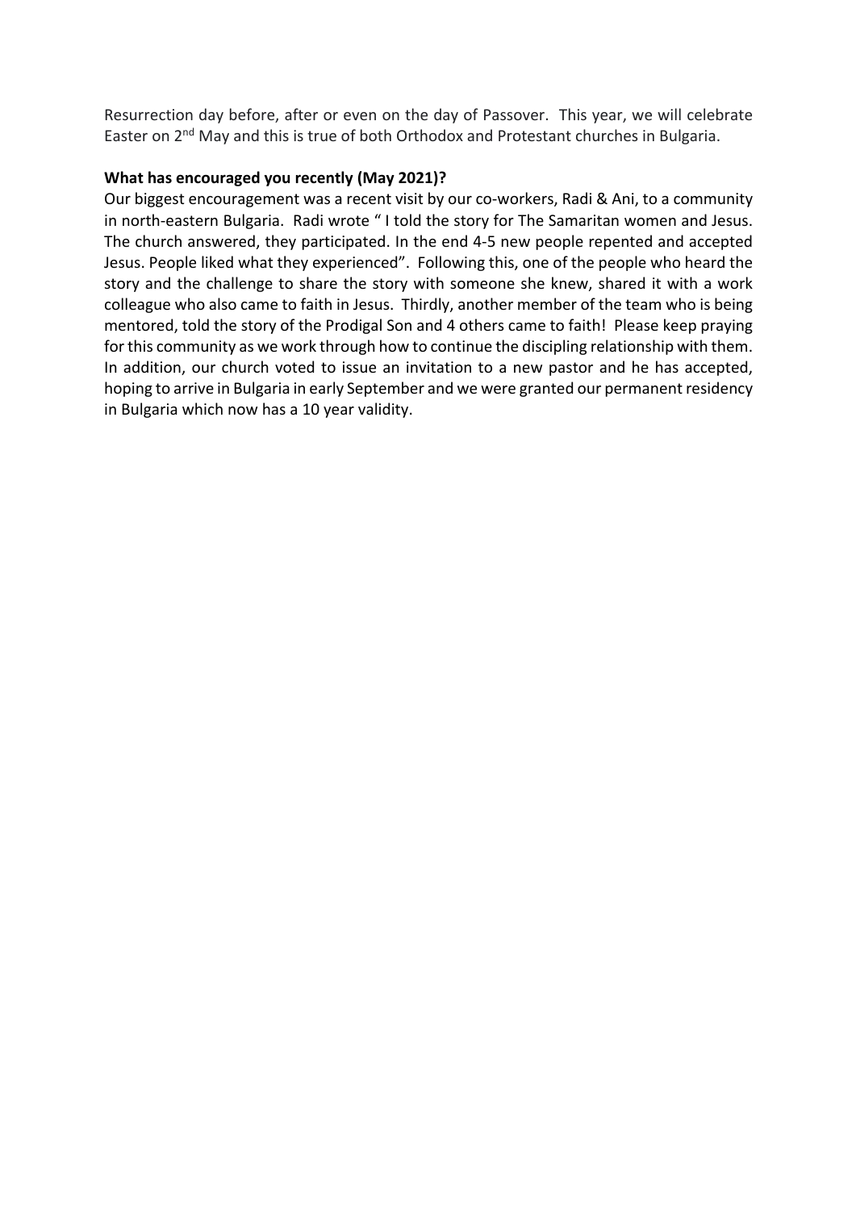Resurrection day before, after or even on the day of Passover. This year, we will celebrate Easter on 2nd May and this is true of both Orthodox and Protestant churches in Bulgaria.

**What has encouraged you recently (May 2021)?**

Our biggest encouragement was a recent visit by our co-workers, Radi & Ani, to a community in north-eastern Bulgaria. Radi wrote " I told the story for The Samaritan women and Jesus. The church answered, they participated. In the end 4-5 new people repented and accepted Jesus. People liked what they experienced". Following this, one of the people who heard the story and the challenge to share the story with someone she knew, shared it with a work colleague who also came to faith in Jesus. Thirdly, another member of the team who is being mentored, told the story of the Prodigal Son and 4 others came to faith! Please keep praying for this community as we work through how to continue the discipling relationship with them. In addition, our church voted to issue an invitation to a new pastor and he has accepted, hoping to arrive in Bulgaria in early September and we were granted our permanent residency in Bulgaria which now has a 10 year validity.